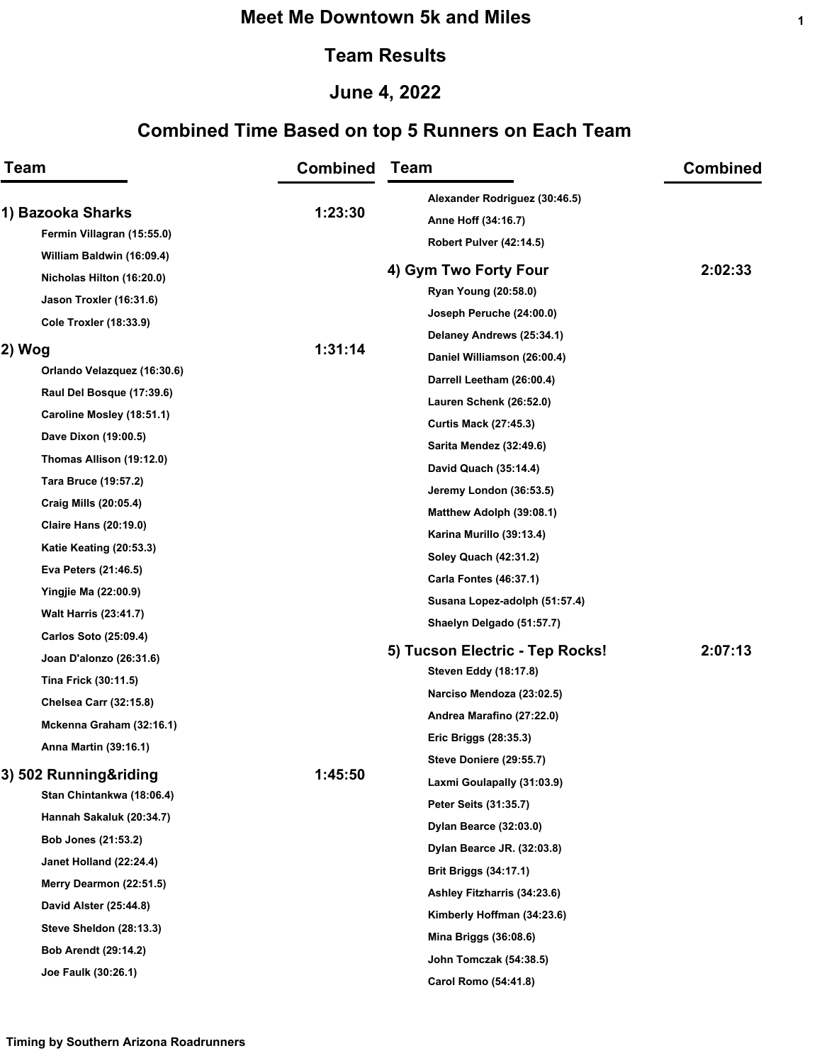# Meet Me Downtown 5k and Miles

## Team Results

## June 4, 2022

## Combined Time Based on top 5 Runners on Each Team

| Team | Combined |
|---|---|
| **1) Bazooka Sharks** | **1:23:30** |
| Fermin Villagran (15:55.0) | |
| William Baldwin (16:09.4) | |
| Nicholas Hilton (16:20.0) | |
| Jason Troxler (16:31.6) | |
| Cole Troxler (18:33.9) | |
| **2) Wog** | **1:31:14** |
| Orlando Velazquez (16:30.6) | |
| Raul Del Bosque (17:39.6) | |
| Caroline Mosley (18:51.1) | |
| Dave Dixon (19:00.5) | |
| Thomas Allison (19:12.0) | |
| Tara Bruce (19:57.2) | |
| Craig Mills (20:05.4) | |
| Claire Hans (20:19.0) | |
| Katie Keating (20:53.3) | |
| Eva Peters (21:46.5) | |
| Yingjie Ma (22:00.9) | |
| Walt Harris (23:41.7) | |
| Carlos Soto (25:09.4) | |
| Joan D'alonzo (26:31.6) | |
| Tina Frick (30:11.5) | |
| Chelsea Carr (32:15.8) | |
| Mckenna Graham (32:16.1) | |
| Anna Martin (39:16.1) | |
| **3) 502 Running&riding** | **1:45:50** |
| Stan Chintankwa (18:06.4) | |
| Hannah Sakaluk (20:34.7) | |
| Bob Jones (21:53.2) | |
| Janet Holland (22:24.4) | |
| Merry Dearmon (22:51.5) | |
| David Alster (25:44.8) | |
| Steve Sheldon (28:13.3) | |
| Bob Arendt (29:14.2) | |
| Joe Faulk (30:26.1) | |
| Alexander Rodriguez (30:46.5) | |
| Anne Hoff (34:16.7) | |
| Robert Pulver (42:14.5) | |
| **4) Gym Two Forty Four** | **2:02:33** |
| Ryan Young (20:58.0) | |
| Joseph Peruche (24:00.0) | |
| Delaney Andrews (25:34.1) | |
| Daniel Williamson (26:00.4) | |
| Darrell Leetham (26:00.4) | |
| Lauren Schenk (26:52.0) | |
| Curtis Mack (27:45.3) | |
| Sarita Mendez (32:49.6) | |
| David Quach (35:14.4) | |
| Jeremy London (36:53.5) | |
| Matthew Adolph (39:08.1) | |
| Karina Murillo (39:13.4) | |
| Soley Quach (42:31.2) | |
| Carla Fontes (46:37.1) | |
| Susana Lopez-adolph (51:57.4) | |
| Shaelyn Delgado (51:57.7) | |
| **5) Tucson Electric - Tep Rocks!** | **2:07:13** |
| Steven Eddy (18:17.8) | |
| Narciso Mendoza (23:02.5) | |
| Andrea Marafino (27:22.0) | |
| Eric Briggs (28:35.3) | |
| Steve Doniere (29:55.7) | |
| Laxmi Goulapally (31:03.9) | |
| Peter Seits (31:35.7) | |
| Dylan Bearce (32:03.0) | |
| Dylan Bearce JR. (32:03.8) | |
| Brit Briggs (34:17.1) | |
| Ashley Fitzharris (34:23.6) | |
| Kimberly Hoffman (34:23.6) | |
| Mina Briggs (36:08.6) | |
| John Tomczak (54:38.5) | |
| Carol Romo (54:41.8) | |

**Timing by Southern Arizona Roadrunners**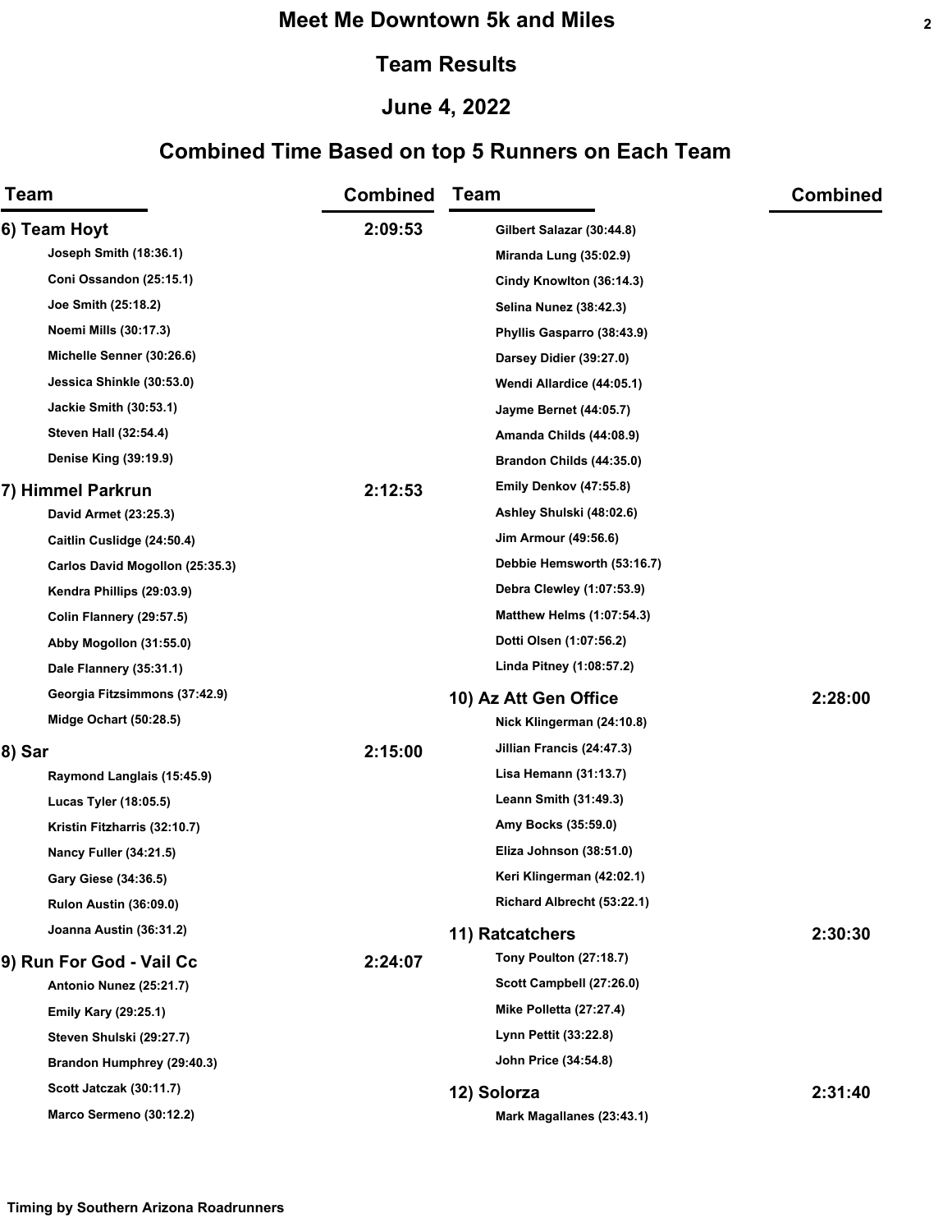# Meet Me Downtown 5k and Miles

## Team Results

## June 4, 2022

## Combined Time Based on top 5 Runners on Each Team

| Team | Combined |
|---|---|
| **6) Team Hoyt** | **2:09:53** |
| Joseph Smith (18:36.1) | |
| Coni Ossandon (25:15.1) | |
| Joe Smith (25:18.2) | |
| Noemi Mills (30:17.3) | |
| Michelle Senner (30:26.6) | |
| Jessica Shinkle (30:53.0) | |
| Jackie Smith (30:53.1) | |
| Steven Hall (32:54.4) | |
| Denise King (39:19.9) | |
| **7) Himmel Parkrun** | **2:12:53** |
| David Armet (23:25.3) | |
| Caitlin Cuslidge (24:50.4) | |
| Carlos David Mogollon (25:35.3) | |
| Kendra Phillips (29:03.9) | |
| Colin Flannery (29:57.5) | |
| Abby Mogollon (31:55.0) | |
| Dale Flannery (35:31.1) | |
| Georgia Fitzsimmons (37:42.9) | |
| Midge Ochart (50:28.5) | |
| **8) Sar** | **2:15:00** |
| Raymond Langlais (15:45.9) | |
| Lucas Tyler (18:05.5) | |
| Kristin Fitzharris (32:10.7) | |
| Nancy Fuller (34:21.5) | |
| Gary Giese (34:36.5) | |
| Rulon Austin (36:09.0) | |
| Joanna Austin (36:31.2) | |
| **9) Run For God - Vail Cc** | **2:24:07** |
| Antonio Nunez (25:21.7) | |
| Emily Kary (29:25.1) | |
| Steven Shulski (29:27.7) | |
| Brandon Humphrey (29:40.3) | |
| Scott Jatczak (30:11.7) | |
| Marco Sermeno (30:12.2) | |
| Gilbert Salazar (30:44.8) | |
| Miranda Lung (35:02.9) | |
| Cindy Knowlton (36:14.3) | |
| Selina Nunez (38:42.3) | |
| Phyllis Gasparro (38:43.9) | |
| Darsey Didier (39:27.0) | |
| Wendi Allardice (44:05.1) | |
| Jayme Bernet (44:05.7) | |
| Amanda Childs (44:08.9) | |
| Brandon Childs (44:35.0) | |
| Emily Denkov (47:55.8) | |
| Ashley Shulski (48:02.6) | |
| Jim Armour (49:56.6) | |
| Debbie Hemsworth (53:16.7) | |
| Debra Clewley (1:07:53.9) | |
| Matthew Helms (1:07:54.3) | |
| Dotti Olsen (1:07:56.2) | |
| Linda Pitney (1:08:57.2) | |
| **10) Az Att Gen Office** | **2:28:00** |
| Nick Klingerman (24:10.8) | |
| Jillian Francis (24:47.3) | |
| Lisa Hemann (31:13.7) | |
| Leann Smith (31:49.3) | |
| Amy Bocks (35:59.0) | |
| Eliza Johnson (38:51.0) | |
| Keri Klingerman (42:02.1) | |
| Richard Albrecht (53:22.1) | |
| **11) Ratcatchers** | **2:30:30** |
| Tony Poulton (27:18.7) | |
| Scott Campbell (27:26.0) | |
| Mike Polletta (27:27.4) | |
| Lynn Pettit (33:22.8) | |
| John Price (34:54.8) | |
| **12) Solorza** | **2:31:40** |
| Mark Magallanes (23:43.1) | |

Timing by Southern Arizona Roadrunners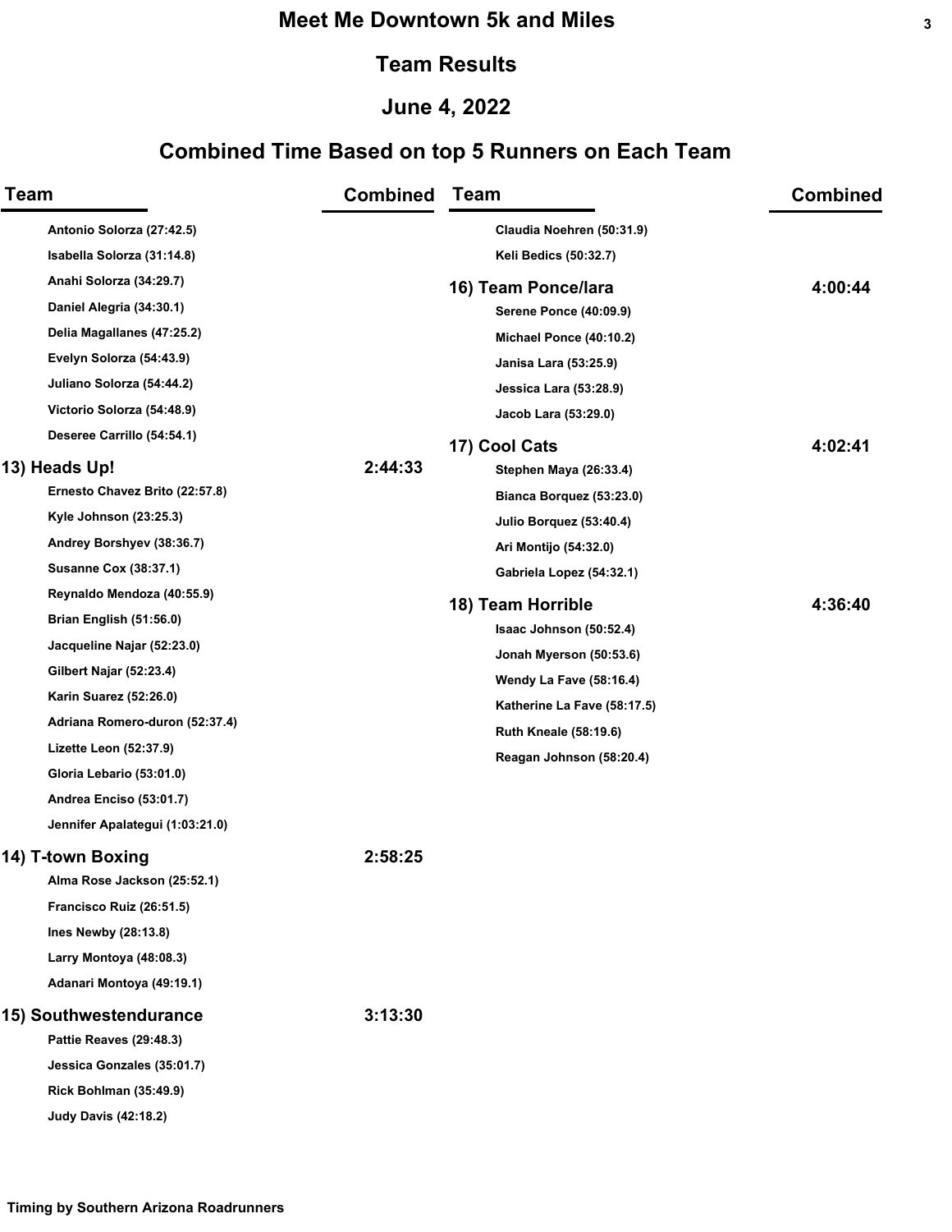# Meet Me Downtown 5k and Miles

## Team Results

## June 4, 2022

## Combined Time Based on top 5 Runners on Each Team

| Team | Combined |
|---|---|
| Antonio Solorza (27:42.5) | |
| Isabella Solorza (31:14.8) | |
| Anahi Solorza (34:29.7) | |
| Daniel Alegria (34:30.1) | |
| Delia Magallanes (47:25.2) | |
| Evelyn Solorza (54:43.9) | |
| Juliano Solorza (54:44.2) | |
| Victorio Solorza (54:48.9) | |
| Deseree Carrillo (54:54.1) | |
| **13) Heads Up!** | **2:44:33** |
| Ernesto Chavez Brito (22:57.8) | |
| Kyle Johnson (23:25.3) | |
| Andrey Borshyev (38:36.7) | |
| Susanne Cox (38:37.1) | |
| Reynaldo Mendoza (40:55.9) | |
| Brian English (51:56.0) | |
| Jacqueline Najar (52:23.0) | |
| Gilbert Najar (52:23.4) | |
| Karin Suarez (52:26.0) | |
| Adriana Romero-duron (52:37.4) | |
| Lizette Leon (52:37.9) | |
| Gloria Lebario (53:01.0) | |
| Andrea Enciso (53:01.7) | |
| Jennifer Apalategui (1:03:21.0) | |
| **14) T-town Boxing** | **2:58:25** |
| Alma Rose Jackson (25:52.1) | |
| Francisco Ruiz (26:51.5) | |
| Ines Newby (28:13.8) | |
| Larry Montoya (48:08.3) | |
| Adanari Montoya (49:19.1) | |
| **15) Southwestendurance** | **3:13:30** |
| Pattie Reaves (29:48.3) | |
| Jessica Gonzales (35:01.7) | |
| Rick Bohlman (35:49.9) | |
| Judy Davis (42:18.2) | |
| Claudia Noehren (50:31.9) | |
| Keli Bedics (50:32.7) | |
| **16) Team Ponce/lara** | **4:00:44** |
| Serene Ponce (40:09.9) | |
| Michael Ponce (40:10.2) | |
| Janisa Lara (53:25.9) | |
| Jessica Lara (53:28.9) | |
| Jacob Lara (53:29.0) | |
| **17) Cool Cats** | **4:02:41** |
| Stephen Maya (26:33.4) | |
| Bianca Borquez (53:23.0) | |
| Julio Borquez (53:40.4) | |
| Ari Montijo (54:32.0) | |
| Gabriela Lopez (54:32.1) | |
| **18) Team Horrible** | **4:36:40** |
| Isaac Johnson (50:52.4) | |
| Jonah Myerson (50:53.6) | |
| Wendy La Fave (58:16.4) | |
| Katherine La Fave (58:17.5) | |
| Ruth Kneale (58:19.6) | |
| Reagan Johnson (58:20.4) | |

Timing by Southern Arizona Roadrunners